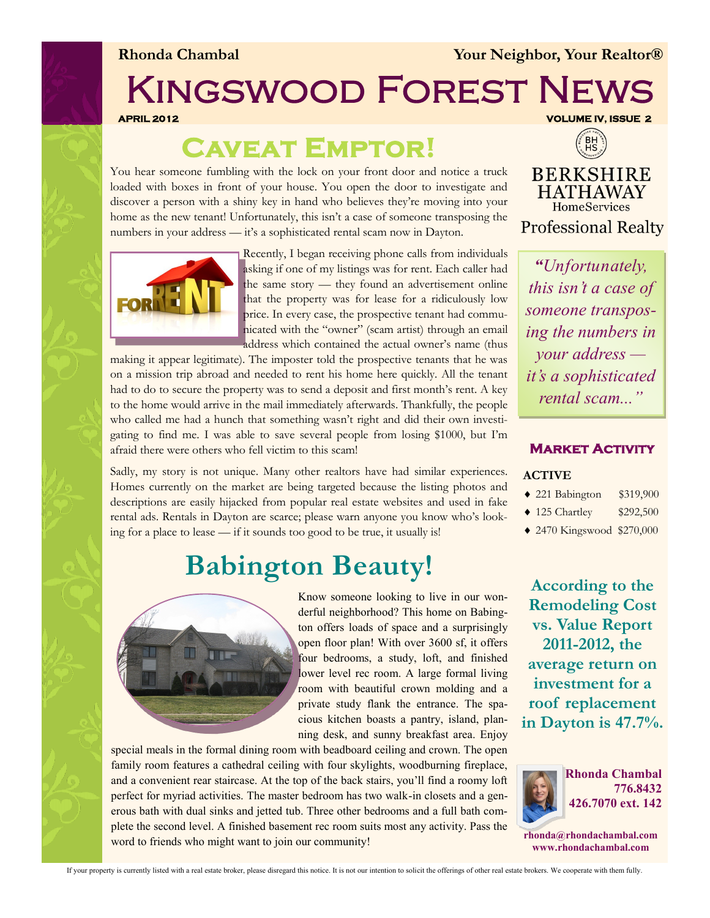**Rhonda Chambal** **Your Neighbor, Your Realtor®**

# Kingswood Forest News

**APRIL 2012** **VOLUME IV, ISSUE 2**

## Caveat Emptor!

You hear someone fumbling with the lock on your front door and notice a truck loaded with boxes in front of your house. You open the door to investigate and discover a person with a shiny key in hand who believes they're moving into your home as the new tenant! Unfortunately, this isn't a case of someone transposing the numbers in your address — it's a sophisticated rental scam now in Dayton.

Recently, I began receiving phone calls from individuals asking if one of my listings was for rent. Each caller had the same story — they found an advertisement online that the property was for lease for a ridiculously low price. In every case, the prospective tenant had communicated with the "owner" (scam artist) through an email address which contained the actual owner's name (thus making it appear legitimate). The imposter told the prospective tenants that he was on a mission trip abroad and needed to rent his home here quickly. All the tenant had to do to secure the property was to send a deposit and first month's rent. A key to the home would arrive in the mail immediately afterwards. Thankfully, the people who called me had a hunch that something wasn't right and did their own investigating to find me. I was able to save several people from losing $1000, but I'm afraid there were others who fell victim to this scam!

Sadly, my story is not unique. Many other realtors have had similar experiences. Homes currently on the market are being targeted because the listing photos and descriptions are easily hijacked from popular real estate websites and used in fake rental ads. Rentals in Dayton are scarce; please warn anyone you know who's looking for a place to lease — if it sounds too good to be true, it usually is!

BERKSHIRE HATHAWAY HomeServices Professional Realty

*"Unfortunately, this isn't a case of someone transposing the numbers in your address — it's a sophisticated rental scam..."*

### Market Activity

**ACTIVE**

- 221 Babington $319,900
- 125 Chartley $292,500
- 2470 Kingswood $270,000

## Babington Beauty!

Know someone looking to live in our wonderful neighborhood? This home on Babington offers loads of space and a surprisingly open floor plan! With over 3600 sf, it offers four bedrooms, a study, loft, and finished lower level rec room. A large formal living room with beautiful crown molding and a private study flank the entrance. The spacious kitchen boasts a pantry, island, planning desk, and sunny breakfast area. Enjoy special meals in the formal dining room with beadboard ceiling and crown. The open family room features a cathedral ceiling with four skylights, woodburning fireplace, and a convenient rear staircase. At the top of the back stairs, you'll find a roomy loft perfect for myriad activities. The master bedroom has two walk-in closets and a generous bath with dual sinks and jetted tub. Three other bedrooms and a full bath complete the second level. A finished basement rec room suits most any activity. Pass the word to friends who might want to join our community!

**According to the Remodeling Cost vs. Value Report 2011-2012, the average return on investment for a roof replacement in Dayton is 47.7%.**

**Rhonda Chambal**
**776.8432**
**426.7070 ext. 142**

**rhonda@rhondachambal.com**
**www.rhondachambal.com**

If your property is currently listed with a real estate broker, please disregard this notice. It is not our intention to solicit the offerings of other real estate brokers. We cooperate with them fully.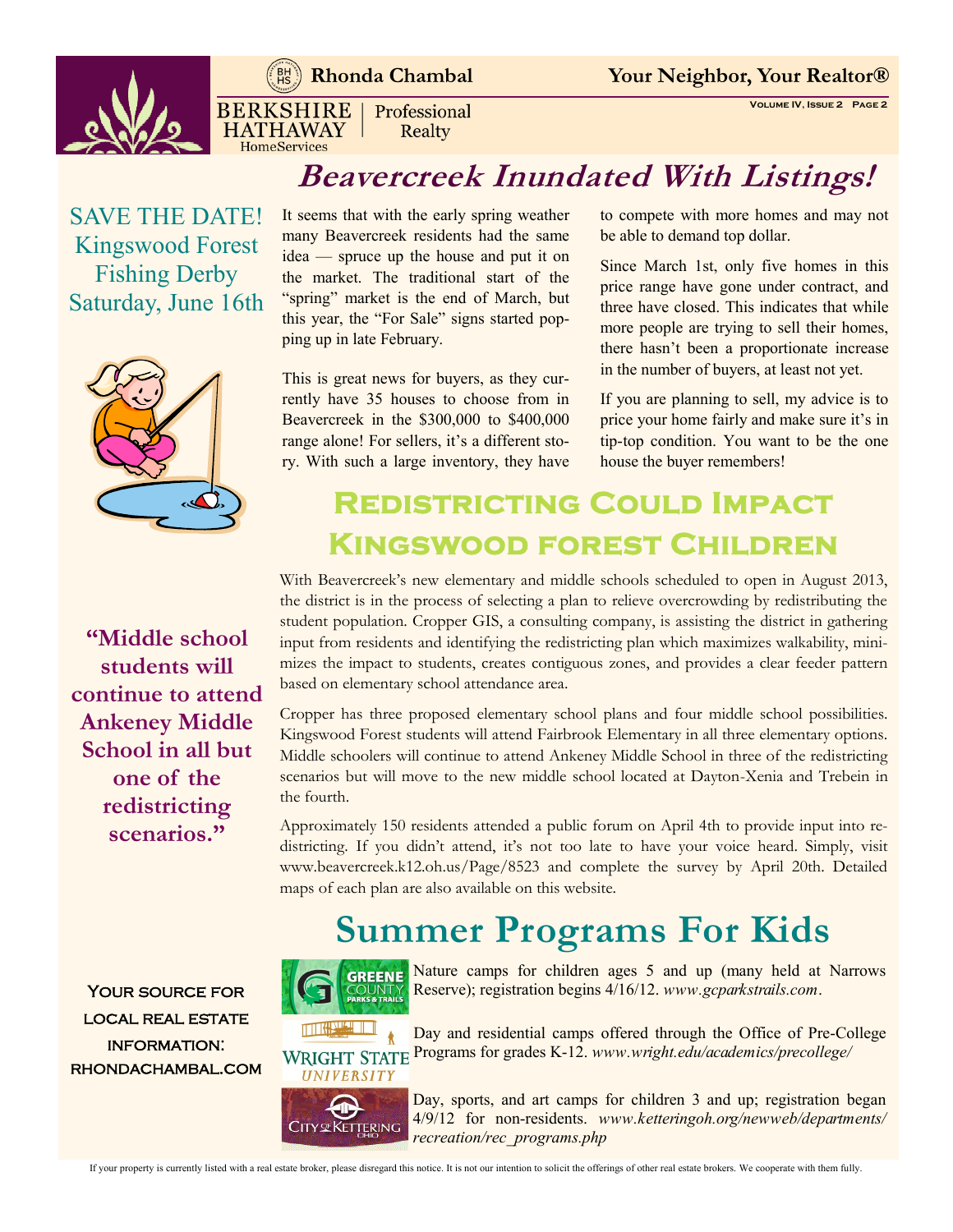# Beavercreek Inundated With Listings!

It seems that with the early spring weather many Beavercreek residents had the same idea — spruce up the house and put it on the market. The traditional start of the "spring" market is the end of March, but this year, the "For Sale" signs started popping up in late February.

This is great news for buyers, as they currently have 35 houses to choose from in Beavercreek in the $300,000 to $400,000 range alone! For sellers, it's a different story. With such a large inventory, they have to compete with more homes and may not be able to demand top dollar.

Since March 1st, only five homes in this price range have gone under contract, and three have closed. This indicates that while more people are trying to sell their homes, there hasn't been a proportionate increase in the number of buyers, at least not yet.

If you are planning to sell, my advice is to price your home fairly and make sure it's in tip-top condition. You want to be the one house the buyer remembers!

SAVE THE DATE! Kingswood Forest Fishing Derby Saturday, June 16th

# Redistricting Could Impact Kingswood Forest Children

With Beavercreek's new elementary and middle schools scheduled to open in August 2013, the district is in the process of selecting a plan to relieve overcrowding by redistributing the student population. Cropper GIS, a consulting company, is assisting the district in gathering input from residents and identifying the redistricting plan which maximizes walkability, minimizes the impact to students, creates contiguous zones, and provides a clear feeder pattern based on elementary school attendance area.

Cropper has three proposed elementary school plans and four middle school possibilities. Kingswood Forest students will attend Fairbrook Elementary in all three elementary options. Middle schoolers will continue to attend Ankeney Middle School in three of the redistricting scenarios but will move to the new middle school located at Dayton-Xenia and Trebein in the fourth.

**"Middle school students will continue to attend Ankeney Middle School in all but one of the redistricting scenarios."**

Approximately 150 residents attended a public forum on April 4th to provide input into redistricting. If you didn't attend, it's not too late to have your voice heard. Simply, visit www.beavercreek.k12.oh.us/Page/8523 and complete the survey by April 20th. Detailed maps of each plan are also available on this website.

# Summer Programs For Kids

**Greene County Parks & Trails:** Nature camps for children ages 5 and up (many held at Narrows Reserve); registration begins 4/16/12. *www.gcparkstrails.com*.

**Wright State University:** Day and residential camps offered through the Office of Pre-College Programs for grades K-12. *www.wright.edu/academics/precollege/*

**City of Kettering Ohio:** Day, sports, and art camps for children 3 and up; registration began 4/9/12 for non-residents. *www.ketteringoh.org/newweb/departments/recreation/rec_programs.php*

Your source for local real estate information: rhondachambal.com

If your property is currently listed with a real estate broker, please disregard this notice. It is not our intention to solicit the offerings of other real estate brokers. We cooperate with them fully.